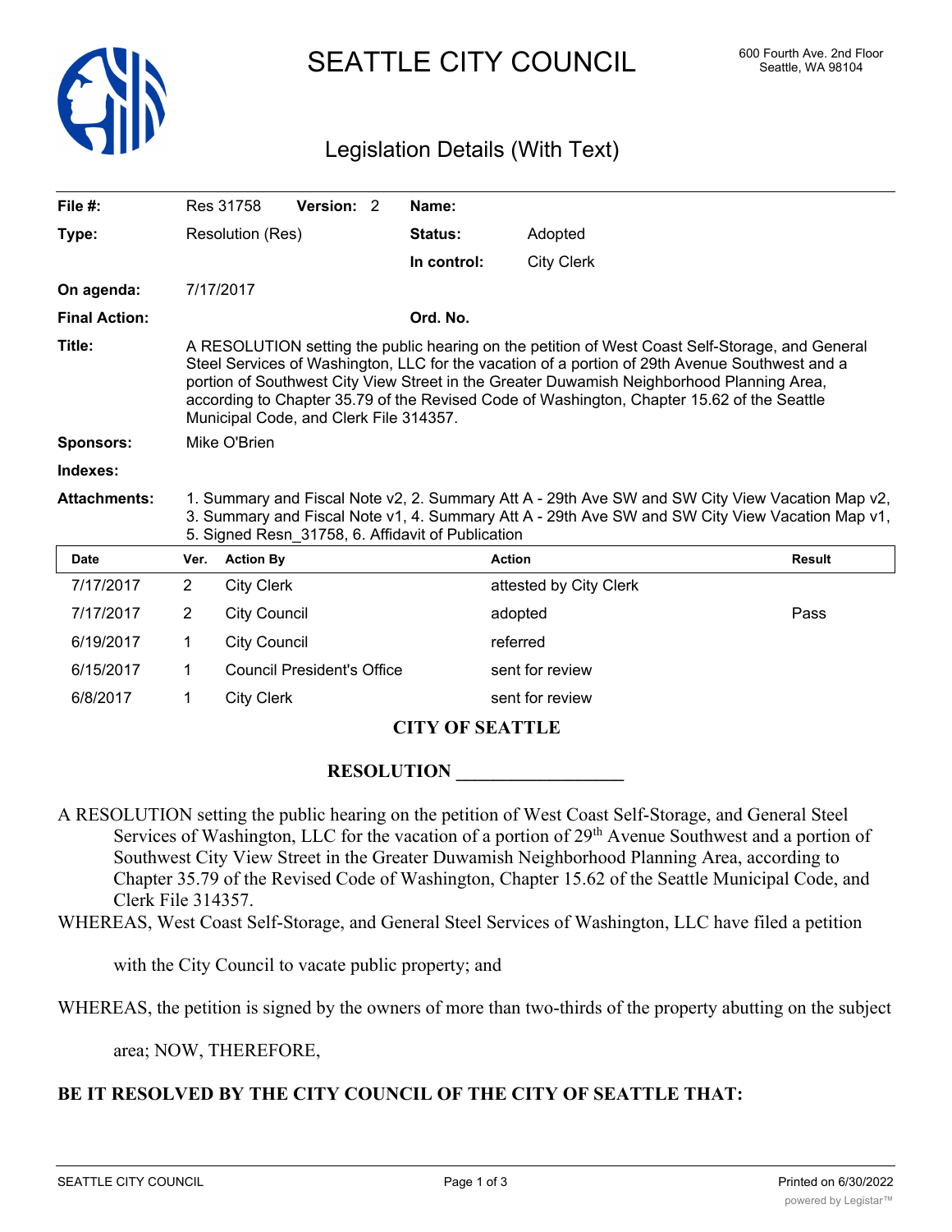# SEATTLE CITY COUNCIL

600 Fourth Ave. 2nd Floor
Seattle, WA 98104

## Legislation Details (With Text)

| | | | |
|---|---|---|---|
| **File #:** | Res 31758 **Version:** 2 | **Name:** | |
| **Type:** | Resolution (Res) | **Status:** | Adopted |
| | | **In control:** | City Clerk |
| **On agenda:** | 7/17/2017 | | |
| **Final Action:** | | **Ord. No.** | |

**Title:** A RESOLUTION setting the public hearing on the petition of West Coast Self-Storage, and General Steel Services of Washington, LLC for the vacation of a portion of 29th Avenue Southwest and a portion of Southwest City View Street in the Greater Duwamish Neighborhood Planning Area, according to Chapter 35.79 of the Revised Code of Washington, Chapter 15.62 of the Seattle Municipal Code, and Clerk File 314357.

**Sponsors:** Mike O'Brien

**Indexes:**

**Attachments:** 1. Summary and Fiscal Note v2, 2. Summary Att A - 29th Ave SW and SW City View Vacation Map v2, 3. Summary and Fiscal Note v1, 4. Summary Att A - 29th Ave SW and SW City View Vacation Map v1, 5. Signed Resn_31758, 6. Affidavit of Publication

| Date | Ver. | Action By | Action | Result |
|---|---|---|---|---|
| 7/17/2017 | 2 | City Clerk | attested by City Clerk | |
| 7/17/2017 | 2 | City Council | adopted | Pass |
| 6/19/2017 | 1 | City Council | referred | |
| 6/15/2017 | 1 | Council President's Office | sent for review | |
| 6/8/2017 | 1 | City Clerk | sent for review | |

**CITY OF SEATTLE**

**RESOLUTION __________________**

A RESOLUTION setting the public hearing on the petition of West Coast Self-Storage, and General Steel Services of Washington, LLC for the vacation of a portion of 29th Avenue Southwest and a portion of Southwest City View Street in the Greater Duwamish Neighborhood Planning Area, according to Chapter 35.79 of the Revised Code of Washington, Chapter 15.62 of the Seattle Municipal Code, and Clerk File 314357.

WHEREAS, West Coast Self-Storage, and General Steel Services of Washington, LLC have filed a petition with the City Council to vacate public property; and

WHEREAS, the petition is signed by the owners of more than two-thirds of the property abutting on the subject area; NOW, THEREFORE,

**BE IT RESOLVED BY THE CITY COUNCIL OF THE CITY OF SEATTLE THAT:**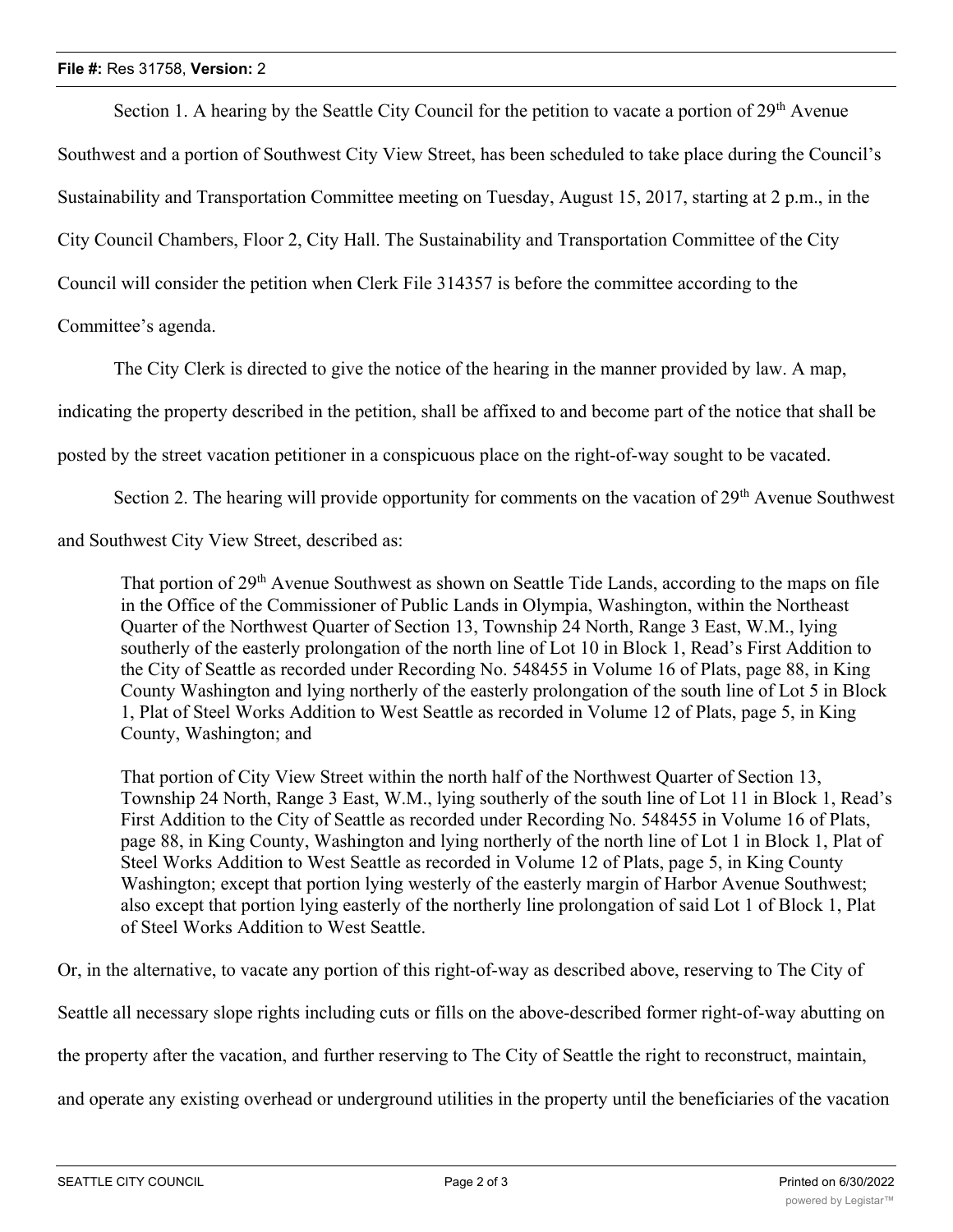Section 1. A hearing by the Seattle City Council for the petition to vacate a portion of 29th Avenue Southwest and a portion of Southwest City View Street, has been scheduled to take place during the Council's Sustainability and Transportation Committee meeting on Tuesday, August 15, 2017, starting at 2 p.m., in the City Council Chambers, Floor 2, City Hall. The Sustainability and Transportation Committee of the City Council will consider the petition when Clerk File 314357 is before the committee according to the Committee's agenda.

The City Clerk is directed to give the notice of the hearing in the manner provided by law. A map, indicating the property described in the petition, shall be affixed to and become part of the notice that shall be posted by the street vacation petitioner in a conspicuous place on the right-of-way sought to be vacated.

Section 2. The hearing will provide opportunity for comments on the vacation of 29th Avenue Southwest and Southwest City View Street, described as:

> That portion of 29th Avenue Southwest as shown on Seattle Tide Lands, according to the maps on file in the Office of the Commissioner of Public Lands in Olympia, Washington, within the Northeast Quarter of the Northwest Quarter of Section 13, Township 24 North, Range 3 East, W.M., lying southerly of the easterly prolongation of the north line of Lot 10 in Block 1, Read's First Addition to the City of Seattle as recorded under Recording No. 548455 in Volume 16 of Plats, page 88, in King County Washington and lying northerly of the easterly prolongation of the south line of Lot 5 in Block 1, Plat of Steel Works Addition to West Seattle as recorded in Volume 12 of Plats, page 5, in King County, Washington; and
>
> That portion of City View Street within the north half of the Northwest Quarter of Section 13, Township 24 North, Range 3 East, W.M., lying southerly of the south line of Lot 11 in Block 1, Read's First Addition to the City of Seattle as recorded under Recording No. 548455 in Volume 16 of Plats, page 88, in King County, Washington and lying northerly of the north line of Lot 1 in Block 1, Plat of Steel Works Addition to West Seattle as recorded in Volume 12 of Plats, page 5, in King County Washington; except that portion lying westerly of the easterly margin of Harbor Avenue Southwest; also except that portion lying easterly of the northerly line prolongation of said Lot 1 of Block 1, Plat of Steel Works Addition to West Seattle.

Or, in the alternative, to vacate any portion of this right-of-way as described above, reserving to The City of Seattle all necessary slope rights including cuts or fills on the above-described former right-of-way abutting on the property after the vacation, and further reserving to The City of Seattle the right to reconstruct, maintain, and operate any existing overhead or underground utilities in the property until the beneficiaries of the vacation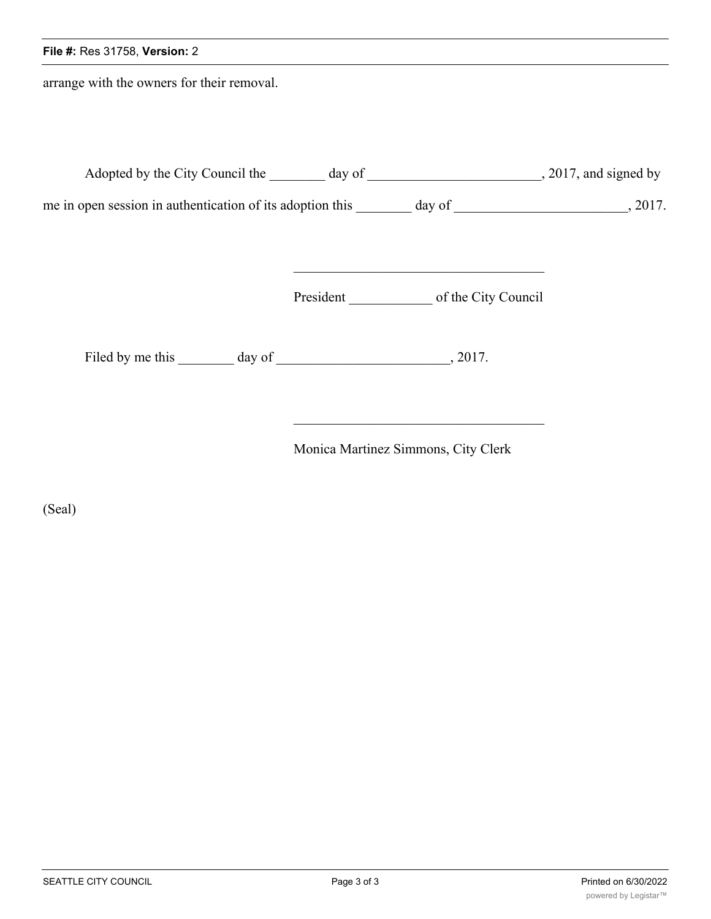arrange with the owners for their removal.

Adopted by the City Council the ________ day of _________________________, 2017, and signed by me in open session in authentication of its adoption this ________ day of _________________________, 2017.

____________________________________

President ____________ of the City Council

Filed by me this ________ day of _________________________, 2017.

____________________________________

Monica Martinez Simmons, City Clerk

(Seal)